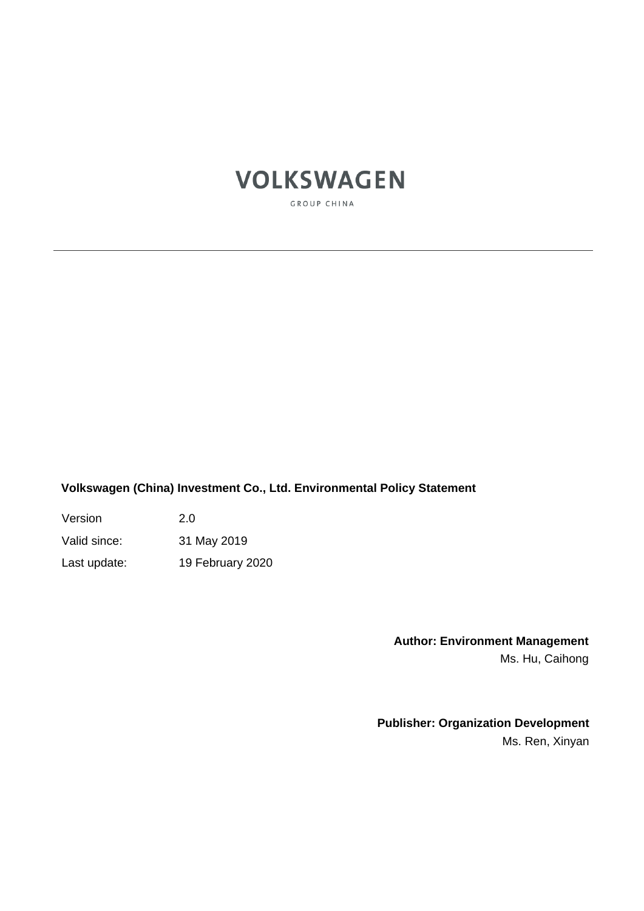VOLKSWAGEN

GROUP CHINA

---

**Volkswagen (China) Investment Co., Ltd. Environmental Policy Statement**

| | |
|---|---|
| Version | 2.0 |
| Valid since: | 31 May 2019 |
| Last update: | 19 February 2020 |

**Author: Environment Management**
Ms. Hu, Caihong

**Publisher: Organization Development**
Ms. Ren, Xinyan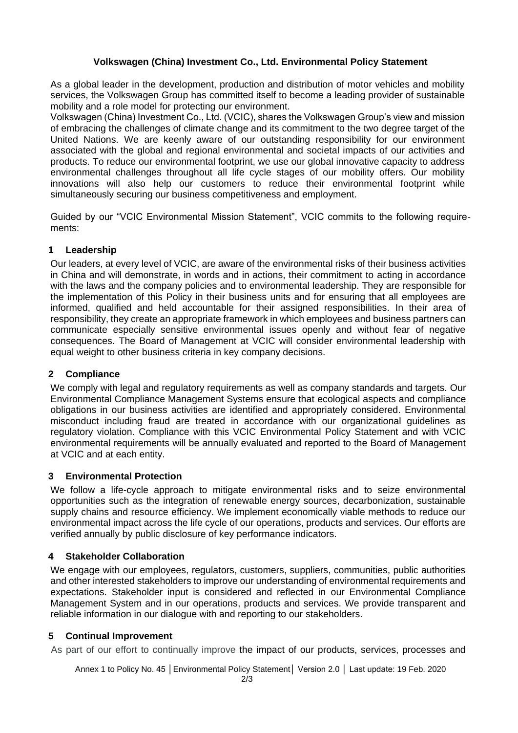**Volkswagen (China) Investment Co., Ltd. Environmental Policy Statement**

As a global leader in the development, production and distribution of motor vehicles and mobility services, the Volkswagen Group has committed itself to become a leading provider of sustainable mobility and a role model for protecting our environment.

Volkswagen (China) Investment Co., Ltd. (VCIC), shares the Volkswagen Group's view and mission of embracing the challenges of climate change and its commitment to the two degree target of the United Nations. We are keenly aware of our outstanding responsibility for our environment associated with the global and regional environmental and societal impacts of our activities and products. To reduce our environmental footprint, we use our global innovative capacity to address environmental challenges throughout all life cycle stages of our mobility offers. Our mobility innovations will also help our customers to reduce their environmental footprint while simultaneously securing our business competitiveness and employment.

Guided by our "VCIC Environmental Mission Statement", VCIC commits to the following requirements:

## 1 Leadership

Our leaders, at every level of VCIC, are aware of the environmental risks of their business activities in China and will demonstrate, in words and in actions, their commitment to acting in accordance with the laws and the company policies and to environmental leadership. They are responsible for the implementation of this Policy in their business units and for ensuring that all employees are informed, qualified and held accountable for their assigned responsibilities. In their area of responsibility, they create an appropriate framework in which employees and business partners can communicate especially sensitive environmental issues openly and without fear of negative consequences. The Board of Management at VCIC will consider environmental leadership with equal weight to other business criteria in key company decisions.

## 2 Compliance

We comply with legal and regulatory requirements as well as company standards and targets. Our Environmental Compliance Management Systems ensure that ecological aspects and compliance obligations in our business activities are identified and appropriately considered. Environmental misconduct including fraud are treated in accordance with our organizational guidelines as regulatory violation. Compliance with this VCIC Environmental Policy Statement and with VCIC environmental requirements will be annually evaluated and reported to the Board of Management at VCIC and at each entity.

## 3 Environmental Protection

We follow a life-cycle approach to mitigate environmental risks and to seize environmental opportunities such as the integration of renewable energy sources, decarbonization, sustainable supply chains and resource efficiency. We implement economically viable methods to reduce our environmental impact across the life cycle of our operations, products and services. Our efforts are verified annually by public disclosure of key performance indicators.

## 4 Stakeholder Collaboration

We engage with our employees, regulators, customers, suppliers, communities, public authorities and other interested stakeholders to improve our understanding of environmental requirements and expectations. Stakeholder input is considered and reflected in our Environmental Compliance Management System and in our operations, products and services. We provide transparent and reliable information in our dialogue with and reporting to our stakeholders.

## 5 Continual Improvement

As part of our effort to continually improve the impact of our products, services, processes and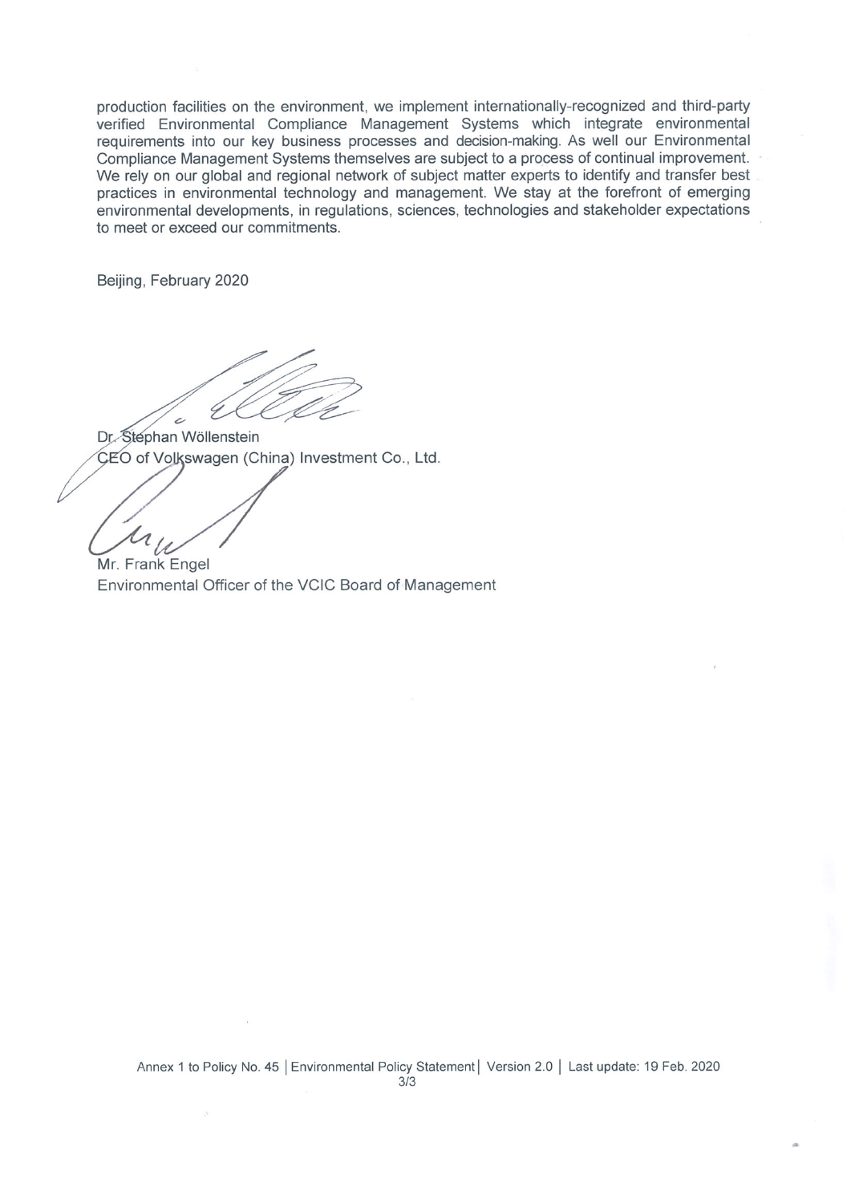production facilities on the environment, we implement internationally-recognized and third-party verified Environmental Compliance Management Systems which integrate environmental requirements into our key business processes and decision-making. As well our Environmental Compliance Management Systems themselves are subject to a process of continual improvement. We rely on our global and regional network of subject matter experts to identify and transfer best practices in environmental technology and management. We stay at the forefront of emerging environmental developments, in regulations, sciences, technologies and stakeholder expectations to meet or exceed our commitments.

Beijing, February 2020

Dr. Stephan Wöllenstein
CEO of Volkswagen (China) Investment Co., Ltd.

Mr. Frank Engel
Environmental Officer of the VCIC Board of Management

Annex 1 to Policy No. 45 | Environmental Policy Statement | Version 2.0 | Last update: 19 Feb. 2020